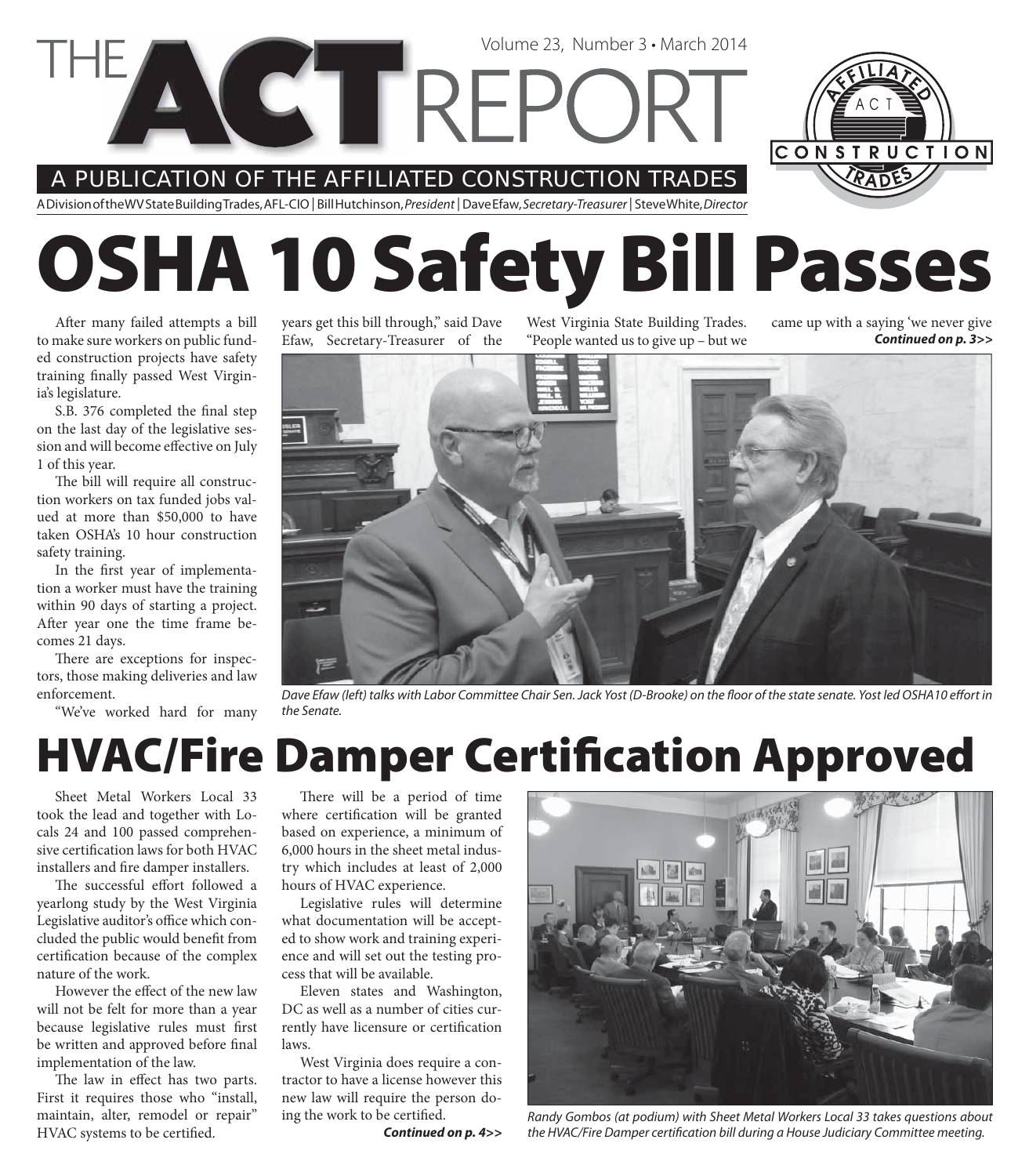# THE ACT REPORT

Volume 23, Number 3 • March 2014

A PUBLICATION OF THE AFFILIATED CONSTRUCTION TRADES

A Division of the WV State Building Trades, AFL-CIO | Bill Hutchinson, *President* | Dave Efaw, *Secretary-Treasurer* | Steve White, *Director*

# OSHA 10 Safety Bill Passes

After many failed attempts a bill to make sure workers on public funded construction projects have safety training finally passed West Virginia's legislature.

S.B. 376 completed the final step on the last day of the legislative session and will become effective on July 1 of this year.

The bill will require all construction workers on tax funded jobs valued at more than $50,000 to have taken OSHA's 10 hour construction safety training.

In the first year of implementation a worker must have the training within 90 days of starting a project. After year one the time frame becomes 21 days.

There are exceptions for inspectors, those making deliveries and law enforcement.

"We've worked hard for many years get this bill through," said Dave Efaw, Secretary-Treasurer of the West Virginia State Building Trades. "People wanted us to give up – but we came up with a saying 'we never give

***Continued on p. 3>>***

*Dave Efaw (left) talks with Labor Committee Chair Sen. Jack Yost (D-Brooke) on the floor of the state senate. Yost led OSHA10 effort in the Senate.*

# HVAC/Fire Damper Certification Approved

Sheet Metal Workers Local 33 took the lead and together with Locals 24 and 100 passed comprehensive certification laws for both HVAC installers and fire damper installers.

The successful effort followed a yearlong study by the West Virginia Legislative auditor's office which concluded the public would benefit from certification because of the complex nature of the work.

However the effect of the new law will not be felt for more than a year because legislative rules must first be written and approved before final implementation of the law.

The law in effect has two parts. First it requires those who "install, maintain, alter, remodel or repair" HVAC systems to be certified.

There will be a period of time where certification will be granted based on experience, a minimum of 6,000 hours in the sheet metal industry which includes at least of 2,000 hours of HVAC experience.

Legislative rules will determine what documentation will be accepted to show work and training experience and will set out the testing process that will be available.

Eleven states and Washington, DC as well as a number of cities currently have licensure or certification laws.

West Virginia does require a contractor to have a license however this new law will require the person doing the work to be certified.

***Continued on p. 4>>***

*Randy Gombos (at podium) with Sheet Metal Workers Local 33 takes questions about the HVAC/Fire Damper certification bill during a House Judiciary Committee meeting.*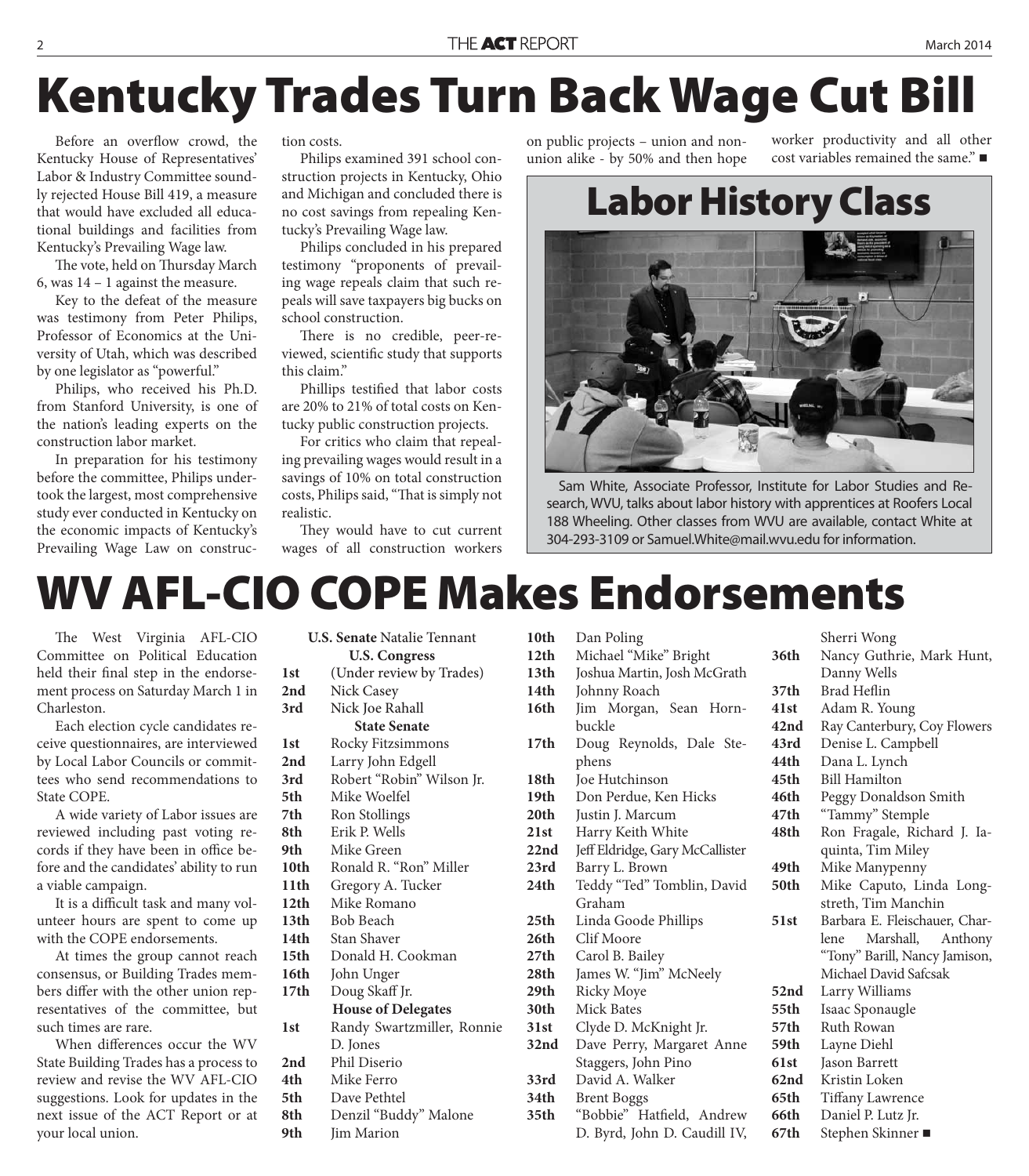# Kentucky Trades Turn Back Wage Cut Bill

Before an overflow crowd, the Kentucky House of Representatives' Labor & Industry Committee soundly rejected House Bill 419, a measure that would have excluded all educational buildings and facilities from Kentucky's Prevailing Wage law.

The vote, held on Thursday March 6, was 14 – 1 against the measure.

Key to the defeat of the measure was testimony from Peter Philips, Professor of Economics at the University of Utah, which was described by one legislator as "powerful."

Philips, who received his Ph.D. from Stanford University, is one of the nation's leading experts on the construction labor market.

In preparation for his testimony before the committee, Philips undertook the largest, most comprehensive study ever conducted in Kentucky on the economic impacts of Kentucky's Prevailing Wage Law on construction costs.

Philips examined 391 school construction projects in Kentucky, Ohio and Michigan and concluded there is no cost savings from repealing Kentucky's Prevailing Wage law.

Philips concluded in his prepared testimony "proponents of prevailing wage repeals claim that such repeals will save taxpayers big bucks on school construction.

There is no credible, peer-reviewed, scientific study that supports this claim."

Phillips testified that labor costs are 20% to 21% of total costs on Kentucky public construction projects.

For critics who claim that repealing prevailing wages would result in a savings of 10% on total construction costs, Philips said, "That is simply not realistic.

They would have to cut current wages of all construction workers on public projects – union and non-union alike - by 50% and then hope worker productivity and all other cost variables remained the same." ■

## Labor History Class

Sam White, Associate Professor, Institute for Labor Studies and Research, WVU, talks about labor history with apprentices at Roofers Local 188 Wheeling. Other classes from WVU are available, contact White at 304-293-3109 or Samuel.White@mail.wvu.edu for information.

# WV AFL-CIO COPE Makes Endorsements

The West Virginia AFL-CIO Committee on Political Education held their final step in the endorsement process on Saturday March 1 in Charleston.

Each election cycle candidates receive questionnaires, are interviewed by Local Labor Councils or committees who send recommendations to State COPE.

A wide variety of Labor issues are reviewed including past voting records if they have been in office before and the candidates' ability to run a viable campaign.

It is a difficult task and many volunteer hours are spent to come up with the COPE endorsements.

At times the group cannot reach consensus, or Building Trades members differ with the other union representatives of the committee, but such times are rare.

When differences occur the WV State Building Trades has a process to review and revise the WV AFL-CIO suggestions. Look for updates in the next issue of the ACT Report or at your local union.

**U.S. Senate** Natalie Tennant

**U.S. Congress**

| | |
|---|---|
| **1st** | (Under review by Trades) |
| **2nd** | Nick Casey |
| **3rd** | Nick Joe Rahall |

**State Senate**

| | |
|---|---|
| **1st** | Rocky Fitzsimmons |
| **2nd** | Larry John Edgell |
| **3rd** | Robert "Robin" Wilson Jr. |
| **5th** | Mike Woelfel |
| **7th** | Ron Stollings |
| **8th** | Erik P. Wells |
| **9th** | Mike Green |
| **10th** | Ronald R. "Ron" Miller |
| **11th** | Gregory A. Tucker |
| **12th** | Mike Romano |
| **13th** | Bob Beach |
| **14th** | Stan Shaver |
| **15th** | Donald H. Cookman |
| **16th** | John Unger |
| **17th** | Doug Skaff Jr. |

**House of Delegates**

| | |
|---|---|
| **1st** | Randy Swartzmiller, Ronnie D. Jones |
| **2nd** | Phil Diserio |
| **4th** | Mike Ferro |
| **5th** | Dave Pethtel |
| **8th** | Denzil "Buddy" Malone |
| **9th** | Jim Marion |
| **10th** | Dan Poling |
| **12th** | Michael "Mike" Bright |
| **13th** | Joshua Martin, Josh McGrath |
| **14th** | Johnny Roach |
| **16th** | Jim Morgan, Sean Hornbuckle |
| **17th** | Doug Reynolds, Dale Stephens |
| **18th** | Joe Hutchinson |
| **19th** | Don Perdue, Ken Hicks |
| **20th** | Justin J. Marcum |
| **21st** | Harry Keith White |
| **22nd** | Jeff Eldridge, Gary McCallister |
| **23rd** | Barry L. Brown |
| **24th** | Teddy "Ted" Tomblin, David Graham |
| **25th** | Linda Goode Phillips |
| **26th** | Clif Moore |
| **27th** | Carol B. Bailey |
| **28th** | James W. "Jim" McNeely |
| **29th** | Ricky Moye |
| **30th** | Mick Bates |
| **31st** | Clyde D. McKnight Jr. |
| **32nd** | Dave Perry, Margaret Anne Staggers, John Pino |
| **33rd** | David A. Walker |
| **34th** | Brent Boggs |
| **35th** | "Bobbie" Hatfield, Andrew D. Byrd, John D. Caudill IV, Sherri Wong |
| **36th** | Nancy Guthrie, Mark Hunt, Danny Wells |
| **37th** | Brad Heflin |
| **41st** | Adam R. Young |
| **42nd** | Ray Canterbury, Coy Flowers |
| **43rd** | Denise L. Campbell |
| **44th** | Dana L. Lynch |
| **45th** | Bill Hamilton |
| **46th** | Peggy Donaldson Smith |
| **47th** | "Tammy" Stemple |
| **48th** | Ron Fragale, Richard J. Iaquinta, Tim Miley |
| **49th** | Mike Manypenny |
| **50th** | Mike Caputo, Linda Longstreth, Tim Manchin |
| **51st** | Barbara E. Fleischauer, Charlene Marshall, Anthony "Tony" Barill, Nancy Jamison, Michael David Safcsak |
| **52nd** | Larry Williams |
| **55th** | Isaac Sponaugle |
| **57th** | Ruth Rowan |
| **59th** | Layne Diehl |
| **61st** | Jason Barrett |
| **62nd** | Kristin Loken |
| **65th** | Tiffany Lawrence |
| **66th** | Daniel P. Lutz Jr. |
| **67th** | Stephen Skinner ■ |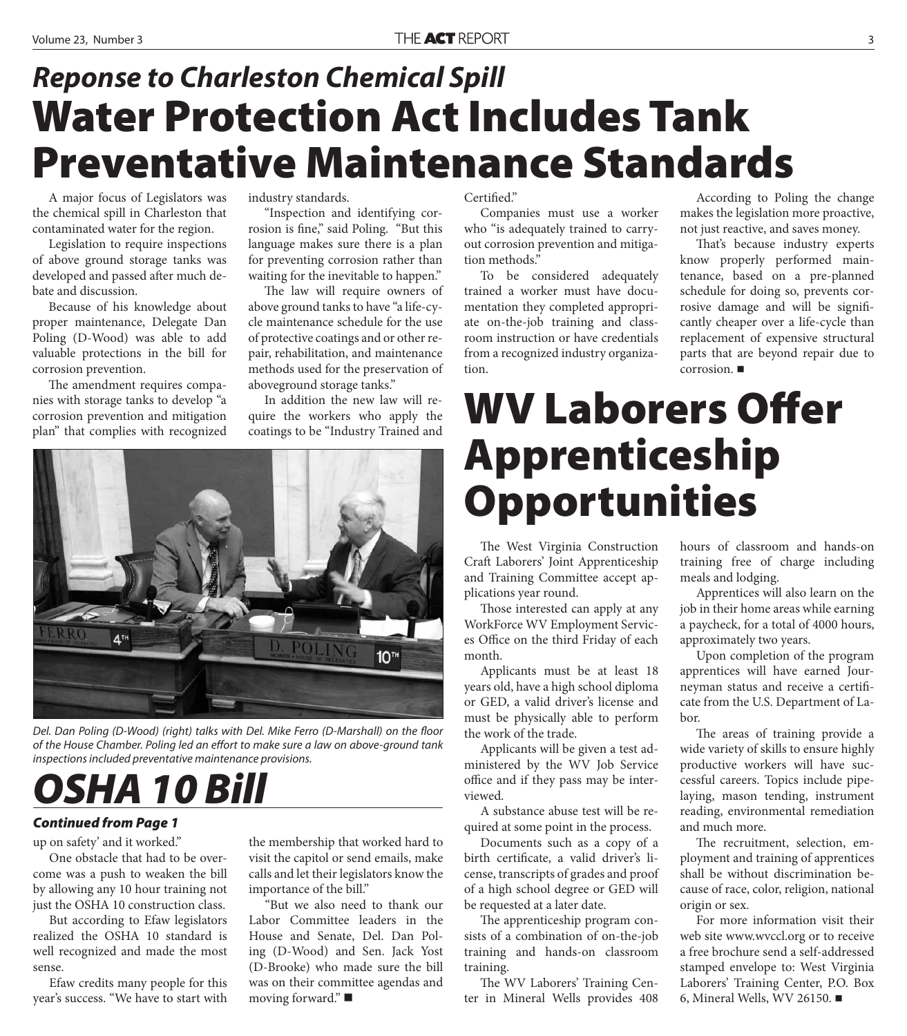## *Reponse to Charleston Chemical Spill*

# Water Protection Act Includes Tank Preventative Maintenance Standards

A major focus of Legislators was the chemical spill in Charleston that contaminated water for the region.

Legislation to require inspections of above ground storage tanks was developed and passed after much debate and discussion.

Because of his knowledge about proper maintenance, Delegate Dan Poling (D-Wood) was able to add valuable protections in the bill for corrosion prevention.

The amendment requires companies with storage tanks to develop "a corrosion prevention and mitigation plan" that complies with recognized industry standards.

"Inspection and identifying corrosion is fine," said Poling. "But this language makes sure there is a plan for preventing corrosion rather than waiting for the inevitable to happen."

The law will require owners of above ground tanks to have "a life-cycle maintenance schedule for the use of protective coatings and or other repair, rehabilitation, and maintenance methods used for the preservation of aboveground storage tanks."

In addition the new law will require the workers who apply the coatings to be "Industry Trained and Certified."

Companies must use a worker who "is adequately trained to carry-out corrosion prevention and mitigation methods."

To be considered adequately trained a worker must have documentation they completed appropriate on-the-job training and classroom instruction or have credentials from a recognized industry organization.

According to Poling the change makes the legislation more proactive, not just reactive, and saves money.

That's because industry experts know properly performed maintenance, based on a pre-planned schedule for doing so, prevents corrosive damage and will be significantly cheaper over a life-cycle than replacement of expensive structural parts that are beyond repair due to corrosion. ■

*Del. Dan Poling (D-Wood) (right) talks with Del. Mike Ferro (D-Marshall) on the floor of the House Chamber. Poling led an effort to make sure a law on above-ground tank inspections included preventative maintenance provisions.*

# WV Laborers Offer Apprenticeship Opportunities

The West Virginia Construction Craft Laborers' Joint Apprenticeship and Training Committee accept applications year round.

Those interested can apply at any WorkForce WV Employment Services Office on the third Friday of each month.

Applicants must be at least 18 years old, have a high school diploma or GED, a valid driver's license and must be physically able to perform the work of the trade.

Applicants will be given a test administered by the WV Job Service office and if they pass may be interviewed.

A substance abuse test will be required at some point in the process.

Documents such as a copy of a birth certificate, a valid driver's license, transcripts of grades and proof of a high school degree or GED will be requested at a later date.

The apprenticeship program consists of a combination of on-the-job training and hands-on classroom training.

The WV Laborers' Training Center in Mineral Wells provides 408 hours of classroom and hands-on training free of charge including meals and lodging.

Apprentices will also learn on the job in their home areas while earning a paycheck, for a total of 4000 hours, approximately two years.

Upon completion of the program apprentices will have earned Journeyman status and receive a certificate from the U.S. Department of Labor.

The areas of training provide a wide variety of skills to ensure highly productive workers will have successful careers. Topics include pipe-laying, mason tending, instrument reading, environmental remediation and much more.

The recruitment, selection, employment and training of apprentices shall be without discrimination because of race, color, religion, national origin or sex.

For more information visit their web site www.wvccl.org or to receive a free brochure send a self-addressed stamped envelope to: West Virginia Laborers' Training Center, P.O. Box 6, Mineral Wells, WV 26150. ■

# *OSHA 10 Bill*

***Continued from Page 1***

up on safety' and it worked."

One obstacle that had to be overcome was a push to weaken the bill by allowing any 10 hour training not just the OSHA 10 construction class.

But according to Efaw legislators realized the OSHA 10 standard is well recognized and made the most sense.

Efaw credits many people for this year's success. "We have to start with the membership that worked hard to visit the capitol or send emails, make calls and let their legislators know the importance of the bill."

"But we also need to thank our Labor Committee leaders in the House and Senate, Del. Dan Poling (D-Wood) and Sen. Jack Yost (D-Brooke) who made sure the bill was on their committee agendas and moving forward." ■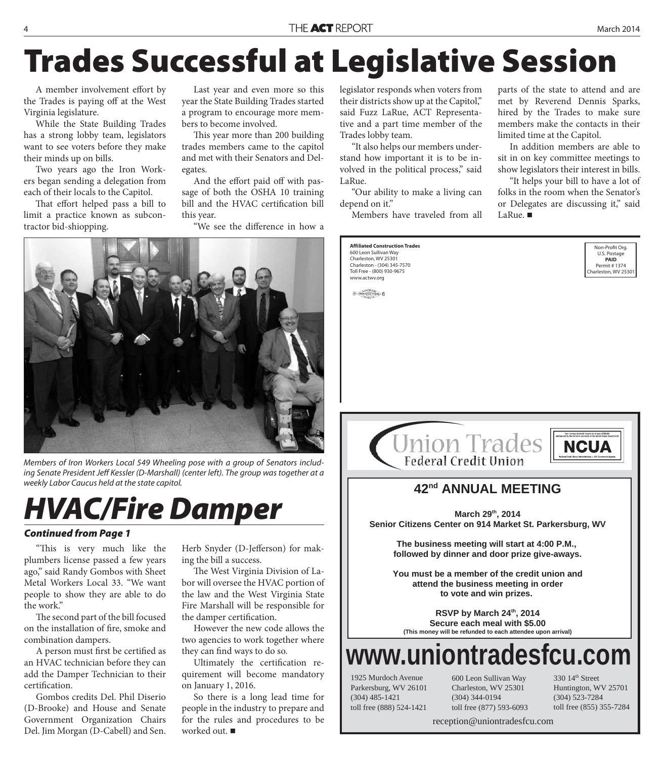# Trades Successful at Legislative Session

A member involvement effort by the Trades is paying off at the West Virginia legislature.

While the State Building Trades has a strong lobby team, legislators want to see voters before they make their minds up on bills.

Two years ago the Iron Workers began sending a delegation from each of their locals to the Capitol.

That effort helped pass a bill to limit a practice known as subcontractor bid-shiopping.

Last year and even more so this year the State Building Trades started a program to encourage more members to become involved.

This year more than 200 building trades members came to the capitol and met with their Senators and Delegates.

And the effort paid off with passage of both the OSHA 10 training bill and the HVAC certification bill this year.

"We see the difference in how a legislator responds when voters from their districts show up at the Capitol," said Fuzz LaRue, ACT Representative and a part time member of the Trades lobby team.

"It also helps our members understand how important it is to be involved in the political process," said LaRue.

"Our ability to make a living can depend on it."

Members have traveled from all parts of the state to attend and are met by Reverend Dennis Sparks, hired by the Trades to make sure members make the contacts in their limited time at the Capitol.

In addition members are able to sit in on key committee meetings to show legislators their interest in bills.

"It helps your bill to have a lot of folks in the room when the Senator's or Delegates are discussing it," said LaRue. ■

*Members of Iron Workers Local 549 Wheeling pose with a group of Senators including Senate President Jeff Kessler (D-Marshall) (center left). The group was together at a weekly Labor Caucus held at the state capitol.*

**Affiliated Construction Trades**
600 Leon Sullivan Way
Charleston, WV 25301
Charleston - (304) 345-7570
Toll Free - (800) 930-9675
www.actwv.org

Non-Profit Org.
U.S. Postage
**PAID**
Permit # 1374
Charleston, WV 25301

# *HVAC/Fire Damper*

***Continued from Page 1***

"This is very much like the plumbers license passed a few years ago," said Randy Gombos with Sheet Metal Workers Local 33. "We want people to show they are able to do the work."

The second part of the bill focused on the installation of fire, smoke and combination dampers.

A person must first be certified as an HVAC technician before they can add the Damper Technician to their certification.

Gombos credits Del. Phil Diserio (D-Brooke) and House and Senate Government Organization Chairs Del. Jim Morgan (D-Cabell) and Sen. Herb Snyder (D-Jefferson) for making the bill a success.

The West Virginia Division of Labor will oversee the HVAC portion of the law and the West Virginia State Fire Marshall will be responsible for the damper certification.

However the new code allows the two agencies to work together where they can find ways to do so.

Ultimately the certification requirement will become mandatory on January 1, 2016.

So there is a long lead time for people in the industry to prepare and for the rules and procedures to be worked out. ■

Union Trades Federal Credit Union

NCUA

## 42nd ANNUAL MEETING

**March 29th, 2014**
**Senior Citizens Center on 914 Market St. Parkersburg, WV**

**The business meeting will start at 4:00 P.M., followed by dinner and door prize give-aways.**

**You must be a member of the credit union and attend the business meeting in order to vote and win prizes.**

**RSVP by March 24th, 2014**
**Secure each meal with $5.00**
**(This money will be refunded to each attendee upon arrival)**

# www.uniontradesfcu.com

1925 Murdoch Avenue
Parkersburg, WV 26101
(304) 485-1421
toll free (888) 524-1421

600 Leon Sullivan Way
Charleston, WV 25301
(304) 344-0194
toll free (877) 593-6093

330 14th Street
Huntington, WV 25701
(304) 523-7284
toll free (855) 355-7284

reception@uniontradesfcu.com